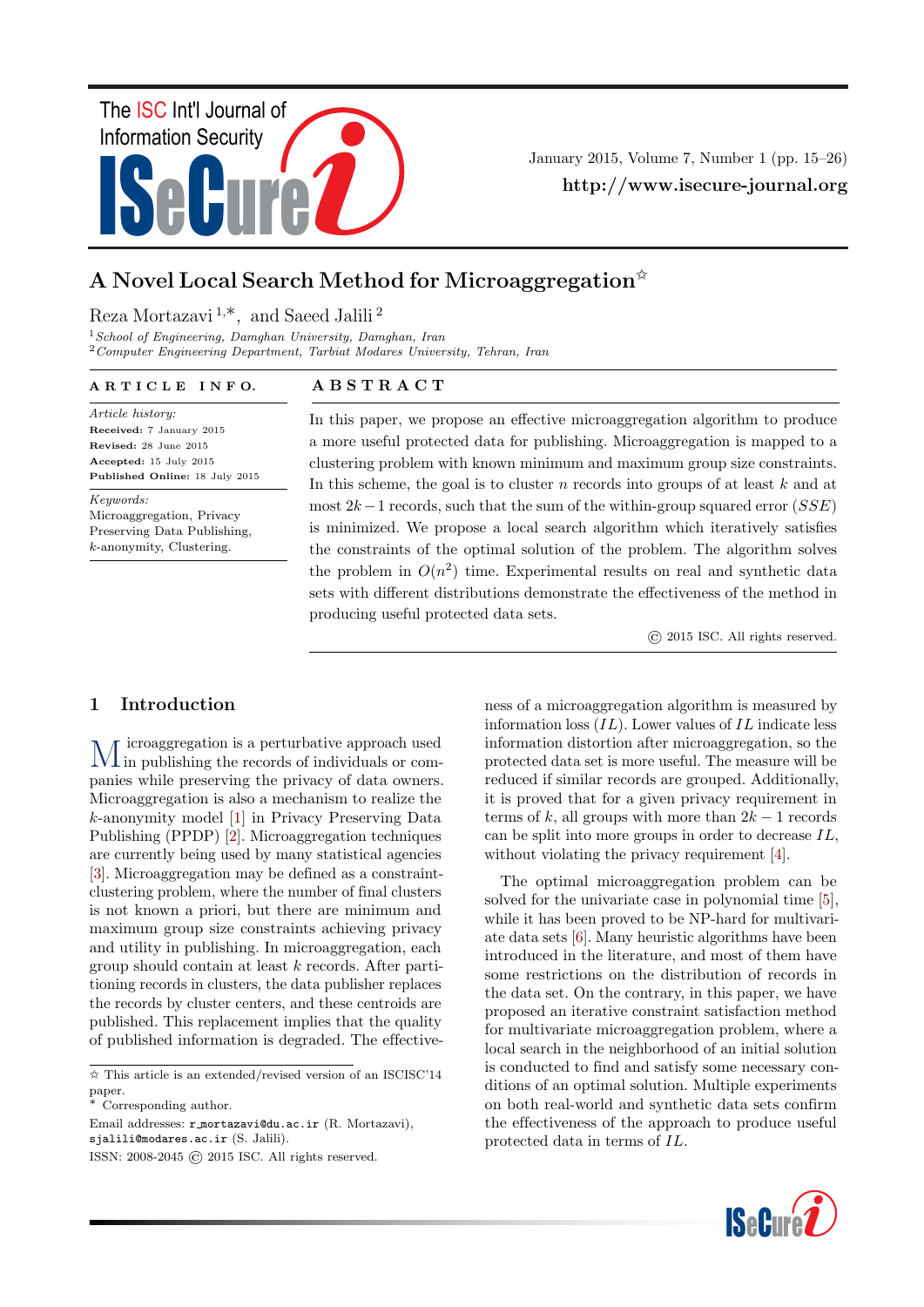# A Novel Local Search Method for Microaggregation☆

Reza Mortazavi [1,*], and Saeed Jalili [2]

[1] *School of Engineering, Damghan University, Damghan, Iran*
[2] *Computer Engineering Department, Tarbiat Modares University, Tehran, Iran*

## ARTICLE INFO.

*Article history:*
**Received:** 7 January 2015
**Revised:** 28 June 2015
**Accepted:** 15 July 2015
**Published Online:** 18 July 2015

*Keywords:*
Microaggregation, Privacy Preserving Data Publishing, $k$-anonymity, Clustering.

## ABSTRACT

In this paper, we propose an effective microaggregation algorithm to produce a more useful protected data for publishing. Microaggregation is mapped to a clustering problem with known minimum and maximum group size constraints. In this scheme, the goal is to cluster $n$ records into groups of at least $k$ and at most $2k-1$ records, such that the sum of the within-group squared error ($SSE$) is minimized. We propose a local search algorithm which iteratively satisfies the constraints of the optimal solution of the problem. The algorithm solves the problem in $O(n^2)$ time. Experimental results on real and synthetic data sets with different distributions demonstrate the effectiveness of the method in producing useful protected data sets.

© 2015 ISC. All rights reserved.

## 1 Introduction

Microaggregation is a perturbative approach used in publishing the records of individuals or companies while preserving the privacy of data owners. Microaggregation is also a mechanism to realize the $k$-anonymity model [1] in Privacy Preserving Data Publishing (PPDP) [2]. Microaggregation techniques are currently being used by many statistical agencies [3]. Microaggregation may be defined as a constraint-clustering problem, where the number of final clusters is not known a priori, but there are minimum and maximum group size constraints achieving privacy and utility in publishing. In microaggregation, each group should contain at least $k$ records. After partitioning records in clusters, the data publisher replaces the records by cluster centers, and these centroids are published. This replacement implies that the quality of published information is degraded. The effectiveness of a microaggregation algorithm is measured by information loss ($IL$). Lower values of $IL$ indicate less information distortion after microaggregation, so the protected data set is more useful. The measure will be reduced if similar records are grouped. Additionally, it is proved that for a given privacy requirement in terms of $k$, all groups with more than $2k-1$ records can be split into more groups in order to decrease $IL$, without violating the privacy requirement [4].

The optimal microaggregation problem can be solved for the univariate case in polynomial time [5], while it has been proved to be NP-hard for multivariate data sets [6]. Many heuristic algorithms have been introduced in the literature, and most of them have some restrictions on the distribution of records in the data set. On the contrary, in this paper, we have proposed an iterative constraint satisfaction method for multivariate microaggregation problem, where a local search in the neighborhood of an initial solution is conducted to find and satisfy some necessary conditions of an optimal solution. Multiple experiments on both real-world and synthetic data sets confirm the effectiveness of the approach to produce useful protected data in terms of $IL$.

☆ This article is an extended/revised version of an ISCISC'14 paper.
\* Corresponding author.

Email addresses: r_mortazavi@du.ac.ir (R. Mortazavi), sjalili@modares.ac.ir (S. Jalili).

ISSN: 2008-2045 © 2015 ISC. All rights reserved.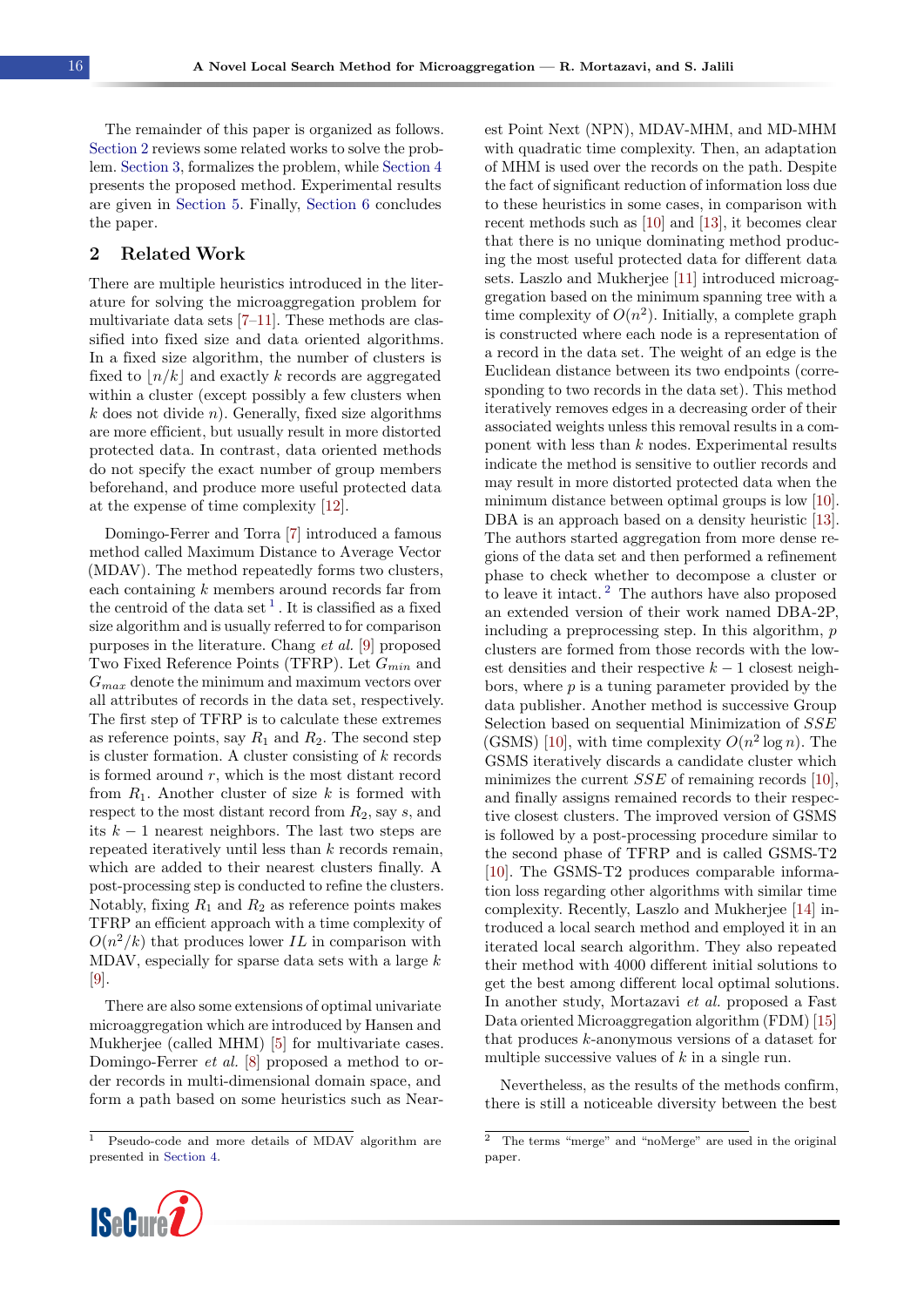The remainder of this paper is organized as follows. Section 2 reviews some related works to solve the problem. Section 3, formalizes the problem, while Section 4 presents the proposed method. Experimental results are given in Section 5. Finally, Section 6 concludes the paper.

## 2 Related Work

There are multiple heuristics introduced in the literature for solving the microaggregation problem for multivariate data sets [7–11]. These methods are classified into fixed size and data oriented algorithms. In a fixed size algorithm, the number of clusters is fixed to $\lfloor n/k \rfloor$ and exactly $k$ records are aggregated within a cluster (except possibly a few clusters when $k$ does not divide $n$). Generally, fixed size algorithms are more efficient, but usually result in more distorted protected data. In contrast, data oriented methods do not specify the exact number of group members beforehand, and produce more useful protected data at the expense of time complexity [12].

Domingo-Ferrer and Torra [7] introduced a famous method called Maximum Distance to Average Vector (MDAV). The method repeatedly forms two clusters, each containing $k$ members around records far from the centroid of the data set [1]. It is classified as a fixed size algorithm and is usually referred to for comparison purposes in the literature. Chang *et al.* [9] proposed Two Fixed Reference Points (TFRP). Let $G_{min}$ and $G_{max}$ denote the minimum and maximum vectors over all attributes of records in the data set, respectively. The first step of TFRP is to calculate these extremes as reference points, say $R_1$ and $R_2$. The second step is cluster formation. A cluster consisting of $k$ records is formed around $r$, which is the most distant record from $R_1$. Another cluster of size $k$ is formed with respect to the most distant record from $R_2$, say $s$, and its $k-1$ nearest neighbors. The last two steps are repeated iteratively until less than $k$ records remain, which are added to their nearest clusters finally. A post-processing step is conducted to refine the clusters. Notably, fixing $R_1$ and $R_2$ as reference points makes TFRP an efficient approach with a time complexity of $O(n^2/k)$ that produces lower $IL$ in comparison with MDAV, especially for sparse data sets with a large $k$ [9].

There are also some extensions of optimal univariate microaggregation which are introduced by Hansen and Mukherjee (called MHM) [5] for multivariate cases. Domingo-Ferrer *et al.* [8] proposed a method to order records in multi-dimensional domain space, and form a path based on some heuristics such as Nearest Point Next (NPN), MDAV-MHM, and MD-MHM with quadratic time complexity. Then, an adaptation of MHM is used over the records on the path. Despite the fact of significant reduction of information loss due to these heuristics in some cases, in comparison with recent methods such as [10] and [13], it becomes clear that there is no unique dominating method producing the most useful protected data for different data sets. Laszlo and Mukherjee [11] introduced microaggregation based on the minimum spanning tree with a time complexity of $O(n^2)$. Initially, a complete graph is constructed where each node is a representation of a record in the data set. The weight of an edge is the Euclidean distance between its two endpoints (corresponding to two records in the data set). This method iteratively removes edges in a decreasing order of their associated weights unless this removal results in a component with less than $k$ nodes. Experimental results indicate the method is sensitive to outlier records and may result in more distorted protected data when the minimum distance between optimal groups is low [10]. DBA is an approach based on a density heuristic [13]. The authors started aggregation from more dense regions of the data set and then performed a refinement phase to check whether to decompose a cluster or to leave it intact. [2] The authors have also proposed an extended version of their work named DBA-2P, including a preprocessing step. In this algorithm, $p$ clusters are formed from those records with the lowest densities and their respective $k-1$ closest neighbors, where $p$ is a tuning parameter provided by the data publisher. Another method is successive Group Selection based on sequential Minimization of $SSE$ (GSMS) [10], with time complexity $O(n^2 \log n)$. The GSMS iteratively discards a candidate cluster which minimizes the current $SSE$ of remaining records [10], and finally assigns remained records to their respective closest clusters. The improved version of GSMS is followed by a post-processing procedure similar to the second phase of TFRP and is called GSMS-T2 [10]. The GSMS-T2 produces comparable information loss regarding other algorithms with similar time complexity. Recently, Laszlo and Mukherjee [14] introduced a local search method and employed it in an iterated local search algorithm. They also repeated their method with 4000 different initial solutions to get the best among different local optimal solutions. In another study, Mortazavi *et al.* proposed a Fast Data oriented Microaggregation algorithm (FDM) [15] that produces $k$-anonymous versions of a dataset for multiple successive values of $k$ in a single run.

Nevertheless, as the results of the methods confirm, there is still a noticeable diversity between the best

[1] Pseudo-code and more details of MDAV algorithm are presented in Section 4.

[2] The terms “merge” and “noMerge” are used in the original paper.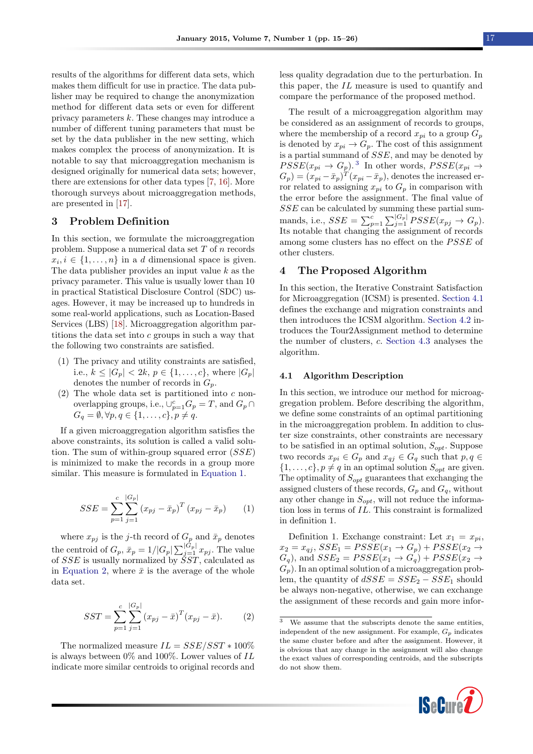results of the algorithms for different data sets, which makes them difficult for use in practice. The data publisher may be required to change the anonymization method for different data sets or even for different privacy parameters $k$. These changes may introduce a number of different tuning parameters that must be set by the data publisher in the new setting, which makes complex the process of anonymization. It is notable to say that microaggregation mechanism is designed originally for numerical data sets; however, there are extensions for other data types [7, 16]. More thorough surveys about microaggregation methods, are presented in [17].

## 3 Problem Definition

In this section, we formulate the microaggregation problem. Suppose a numerical data set $T$ of $n$ records $x_i, i \in \{1, \ldots, n\}$ in a $d$ dimensional space is given. The data publisher provides an input value $k$ as the privacy parameter. This value is usually lower than 10 in practical Statistical Disclosure Control (SDC) usages. However, it may be increased up to hundreds in some real-world applications, such as Location-Based Services (LBS) [18]. Microaggregation algorithm partitions the data set into $c$ groups in such a way that the following two constraints are satisfied.

(1) The privacy and utility constraints are satisfied, i.e., $k \leq |G_p| < 2k$, $p \in \{1, \ldots, c\}$, where $|G_p|$ denotes the number of records in $G_p$.
(2) The whole data set is partitioned into $c$ non-overlapping groups, i.e., $\cup_{p=1}^{c} G_p = T$, and $G_p \cap G_q = \emptyset, \forall p, q \in \{1, \ldots, c\}, p \neq q$.

If a given microaggregation algorithm satisfies the above constraints, its solution is called a valid solution. The sum of within-group squared error ($SSE$) is minimized to make the records in a group more similar. This measure is formulated in Equation 1.

$$SSE = \sum_{p=1}^{c} \sum_{j=1}^{|G_p|} (x_{pj} - \bar{x}_p)^T (x_{pj} - \bar{x}_p) \qquad (1)$$

where $x_{pj}$ is the $j$-th record of $G_p$ and $\bar{x}_p$ denotes the centroid of $G_p$, $\bar{x}_p = 1/|G_p| \sum_{j=1}^{|G_p|} x_{pj}$. The value of $SSE$ is usually normalized by $SST$, calculated as in Equation 2, where $\bar{x}$ is the average of the whole data set.

$$SST = \sum_{p=1}^{c} \sum_{j=1}^{|G_p|} (x_{pj} - \bar{x})^T (x_{pj} - \bar{x}). \qquad (2)$$

The normalized measure $IL = SSE/SST * 100\%$ is always between 0% and 100%. Lower values of $IL$ indicate more similar centroids to original records and less quality degradation due to the perturbation. In this paper, the $IL$ measure is used to quantify and compare the performance of the proposed method.

The result of a microaggregation algorithm may be considered as an assignment of records to groups, where the membership of a record $x_{pi}$ to a group $G_p$ is denoted by $x_{pi} \to G_p$. The cost of this assignment is a partial summand of $SSE$, and may be denoted by $PSSE(x_{pi} \to G_p)$.[3] In other words, $PSSE(x_{pi} \to G_p) = (x_{pi} - \bar{x}_p)^T (x_{pi} - \bar{x}_p)$, denotes the increased error related to assigning $x_{pi}$ to $G_p$ in comparison with the error before the assignment. The final value of $SSE$ can be calculated by summing these partial summands, i.e., $SSE = \sum_{p=1}^{c} \sum_{j=1}^{|G_p|} PSSE(x_{pj} \to G_p)$. Its notable that changing the assignment of records among some clusters has no effect on the $PSSE$ of other clusters.

## 4 The Proposed Algorithm

In this section, the Iterative Constraint Satisfaction for Microaggregation (ICSM) is presented. Section 4.1 defines the exchange and migration constraints and then introduces the ICSM algorithm. Section 4.2 introduces the Tour2Assignment method to determine the number of clusters, $c$. Section 4.3 analyses the algorithm.

### 4.1 Algorithm Description

In this section, we introduce our method for microaggregation problem. Before describing the algorithm, we define some constraints of an optimal partitioning in the microaggregation problem. In addition to cluster size constraints, other constraints are necessary to be satisfied in an optimal solution, $S_{opt}$. Suppose two records $x_{pi} \in G_p$ and $x_{qj} \in G_q$ such that $p, q \in \{1, \ldots, c\}, p \neq q$ in an optimal solution $S_{opt}$ are given. The optimality of $S_{opt}$ guarantees that exchanging the assigned clusters of these records, $G_p$ and $G_q$, without any other change in $S_{opt}$, will not reduce the information loss in terms of $IL$. This constraint is formalized in definition 1.

Definition 1. Exchange constraint: Let $x_1 = x_{pi}$, $x_2 = x_{qj}$, $SSE_1 = PSSE(x_1 \to G_p) + PSSE(x_2 \to G_q)$, and $SSE_2 = PSSE(x_1 \to G_q) + PSSE(x_2 \to G_p)$. In an optimal solution of a microaggregation problem, the quantity of $dSSE = SSE_2 - SSE_1$ should be always non-negative, otherwise, we can exchange the assignment of these records and gain more infor-

---

[3] We assume that the subscripts denote the same entities, independent of the new assignment. For example, $G_p$ indicates the same cluster before and after the assignment. However, it is obvious that any change in the assignment will also change the exact values of corresponding centroids, and the subscripts do not show them.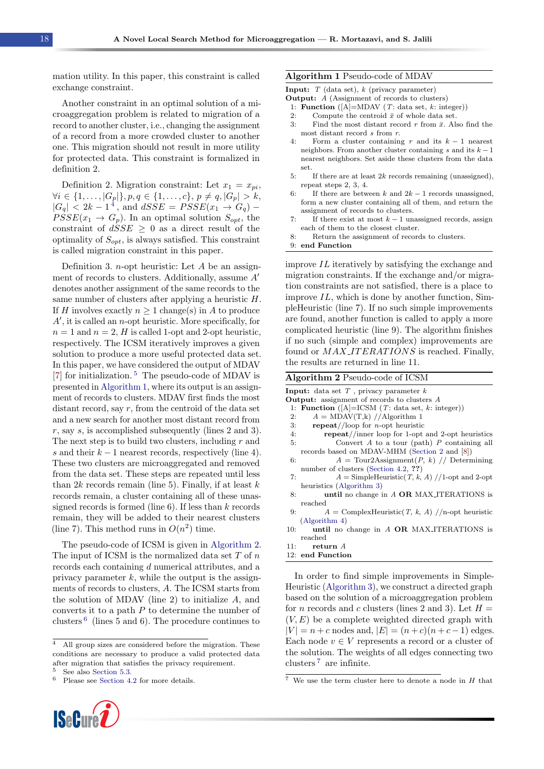mation utility. In this paper, this constraint is called exchange constraint.

Another constraint in an optimal solution of a microaggregation problem is related to migration of a record to another cluster, i.e., changing the assignment of a record from a more crowded cluster to another one. This migration should not result in more utility for protected data. This constraint is formalized in definition 2.

Definition 2. Migration constraint: Let $x_1 = x_{pi}$, $\forall i \in \{1, \ldots, |G_p|\}, p, q \in \{1, \ldots, c\}$, $p \neq q$, $|G_p| > k$, $|G_q| < 2k - 1$ [4], and $dSSE = PSSE(x_1 \rightarrow G_q) - PSSE(x_1 \rightarrow G_p)$. In an optimal solution $S_{opt}$, the constraint of $dSSE \geq 0$ as a direct result of the optimality of $S_{opt}$, is always satisfied. This constraint is called migration constraint in this paper.

Definition 3. $n$-opt heuristic: Let $A$ be an assignment of records to clusters. Additionally, assume $A'$ denotes another assignment of the same records to the same number of clusters after applying a heuristic $H$. If $H$ involves exactly $n \geq 1$ change(s) in $A$ to produce $A'$, it is called an $n$-opt heuristic. More specifically, for $n = 1$ and $n = 2$, $H$ is called 1-opt and 2-opt heuristic, respectively. The ICSM iteratively improves a given solution to produce a more useful protected data set. In this paper, we have considered the output of MDAV [7] for initialization. [5] The pseudo-code of MDAV is presented in Algorithm 1, where its output is an assignment of records to clusters. MDAV first finds the most distant record, say $r$, from the centroid of the data set and a new search for another most distant record from $r$, say $s$, is accomplished subsequently (lines 2 and 3). The next step is to build two clusters, including $r$ and $s$ and their $k-1$ nearest records, respectively (line 4). These two clusters are microaggregated and removed from the data set. These steps are repeated until less than $2k$ records remain (line 5). Finally, if at least $k$ records remain, a cluster containing all of these unassigned records is formed (line 6). If less than $k$ records remain, they will be added to their nearest clusters (line 7). This method runs in $O(n^2)$ time.

The pseudo-code of ICSM is given in Algorithm 2. The input of ICSM is the normalized data set $T$ of $n$ records each containing $d$ numerical attributes, and a privacy parameter $k$, while the output is the assignments of records to clusters, $A$. The ICSM starts from the solution of MDAV (line 2) to initialize $A$, and converts it to a path $P$ to determine the number of clusters [6] (lines 5 and 6). The procedure continues to

**Algorithm 1** Pseudo-code of MDAV

```
Input: T (data set), k (privacy parameter)
Output: A (Assignment of records to clusters)
1: Function ([A]=MDAV (T: data set, k: integer))
2:    Compute the centroid x̄ of whole data set.
3:    Find the most distant record r from x̄. Also find the
      most distant record s from r.
4:    Form a cluster containing r and its k − 1 nearest
      neighbors. From another cluster containing s and its k − 1
      nearest neighbors. Set aside these clusters from the data
      set.
5:    If there are at least 2k records remaining (unassigned),
      repeat steps 2, 3, 4.
6:    If there are between k and 2k − 1 records unassigned,
      form a new cluster containing all of them, and return the
      assignment of records to clusters.
7:    If there exist at most k − 1 unassigned records, assign
      each of them to the closest cluster.
8:    Return the assignment of records to clusters.
9: end Function
```

improve $IL$ iteratively by satisfying the exchange and migration constraints. If the exchange and/or migration constraints are not satisfied, there is a place to improve $IL$, which is done by another function, SimpleHeuristic (line 7). If no such simple improvements are found, another function is called to apply a more complicated heuristic (line 9). The algorithm finishes if no such (simple and complex) improvements are found or $MAX\_ITERATIONS$ is reached. Finally, the results are returned in line 11.

**Algorithm 2** Pseudo-code of ICSM

```
Input: data set T , privacy parameter k
Output: assignment of records to clusters A
1: Function ([A]=ICSM (T: data set, k: integer))
2:    A = MDAV(T,k) //Algorithm 1
3:    repeat//loop for n-opt heuristic
4:       repeat//inner loop for 1-opt and 2-opt heuristics
5:          Convert A to a tour (path) P containing all
            records based on MDAV-MHM (Section 2 and [8])
6:          A = Tour2Assignment(P, k) // Determining
            number of clusters (Section 4.2, ??)
7:          A = SimpleHeuristic(T, k, A) //1-opt and 2-opt
            heuristics (Algorithm 3)
8:       until no change in A OR MAX_ITERATIONS is
         reached
9:       A = ComplexHeuristic(T, k, A) //n-opt heuristic
         (Algorithm 4)
10:   until no change in A OR MAX_ITERATIONS is
      reached
11:   return A
12: end Function
```

In order to find simple improvements in SimpleHeuristic (Algorithm 3), we construct a directed graph based on the solution of a microaggregation problem for $n$ records and $c$ clusters (lines 2 and 3). Let $H = (V, E)$ be a complete weighted directed graph with $|V| = n + c$ nodes and, $|E| = (n + c)(n + c - 1)$ edges. Each node $v \in V$ represents a record or a cluster of the solution. The weights of all edges connecting two clusters [7] are infinite.

[4] All group sizes are considered before the migration. These conditions are necessary to produce a valid protected data after migration that satisfies the privacy requirement.

[5] See also Section 5.3.

[6] Please see Section 4.2 for more details.

[7] We use the term cluster here to denote a node in $H$ that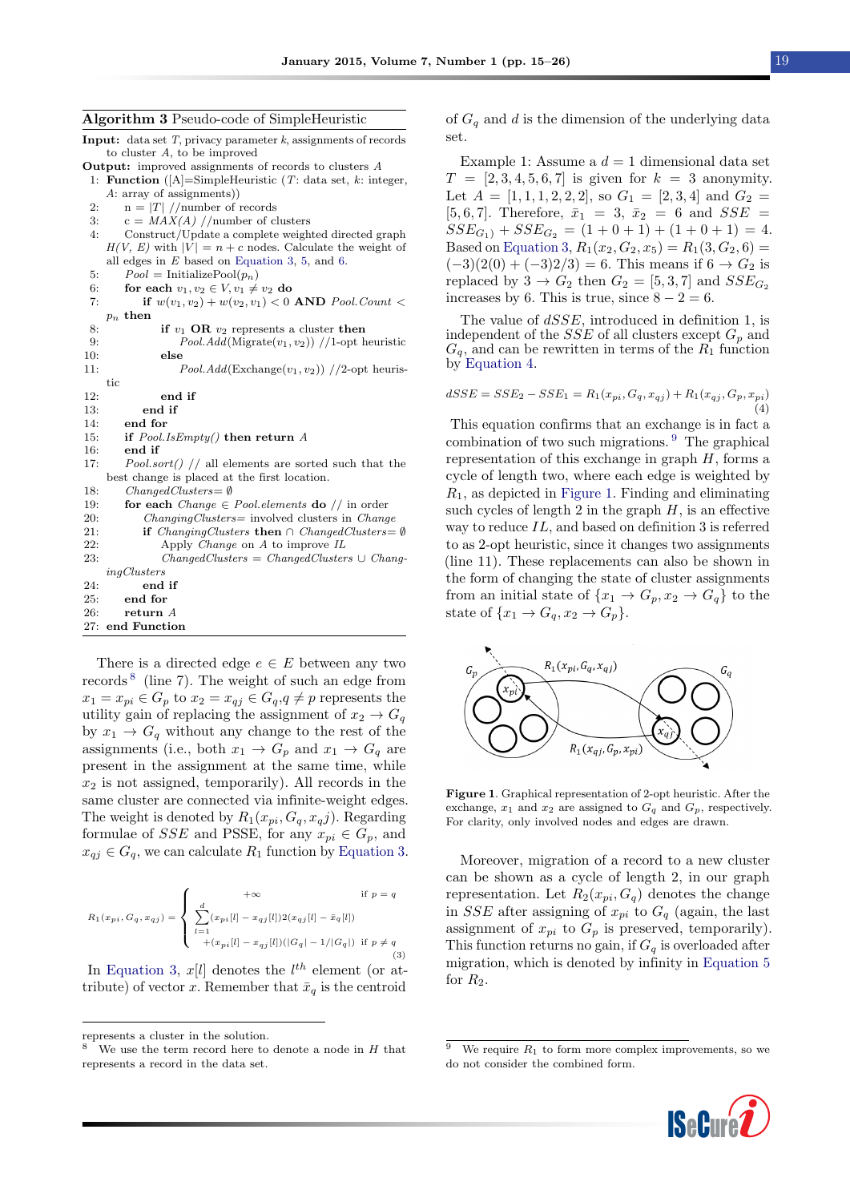**Algorithm 3** Pseudo-code of SimpleHeuristic

```
Input: data set T, privacy parameter k, assignments of records
       to cluster A, to be improved
Output: improved assignments of records to clusters A
 1: Function ([A]=SimpleHeuristic (T: data set, k: integer,
    A: array of assignments))
 2:   n = |T| //number of records
 3:   c = MAX(A) //number of clusters
 4:   Construct/Update a complete weighted directed graph
      H(V, E) with |V| = n + c nodes. Calculate the weight of
      all edges in E based on Equation 3, 5, and 6.
 5:   Pool = InitializePool(p_n)
 6:   for each v1, v2 ∈ V, v1 ≠ v2 do
 7:     if w(v1, v2) + w(v2, v1) < 0 AND Pool.Count <
        p_n then
 8:       if v1 OR v2 represents a cluster then
 9:         Pool.Add(Migrate(v1, v2)) //1-opt heuristic
10:       else
11:         Pool.Add(Exchange(v1, v2)) //2-opt heuris-
            tic
12:       end if
13:     end if
14:   end for
15:   if Pool.IsEmpty() then return A
16:   end if
17:   Pool.sort() // all elements are sorted such that the
      best change is placed at the first location.
18:   ChangedClusters= ∅
19:   for each Change ∈ Pool.elements do // in order
20:     ChangingClusters= involved clusters in Change
21:     if ChangingClusters then ∩ ChangedClusters= ∅
22:       Apply Change on A to improve IL
23:       ChangedClusters = ChangedClusters ∪ Chang-
          ingClusters
24:     end if
25:   end for
26:   return A
27: end Function
```

There is a directed edge $e \in E$ between any two records[8] (line 7). The weight of such an edge from $x_1 = x_{pi} \in G_p$ to $x_2 = x_{qj} \in G_q, q \neq p$ represents the utility gain of replacing the assignment of $x_2 \rightarrow G_q$ by $x_1 \rightarrow G_q$ without any change to the rest of the assignments (i.e., both $x_1 \rightarrow G_p$ and $x_1 \rightarrow G_q$ are present in the assignment at the same time, while $x_2$ is not assigned, temporarily). All records in the same cluster are connected via infinite-weight edges. The weight is denoted by $R_1(x_{pi}, G_q, x_{qj})$. Regarding formulae of $SSE$ and PSSE, for any $x_{pi} \in G_p$, and $x_{qj} \in G_q$, we can calculate $R_1$ function by Equation 3.

$$R_1(x_{pi}, G_q, x_{qj}) = \begin{cases} +\infty & \text{if } p = q \\ \sum_{l=1}^{d} (x_{pi}[l] - x_{qj}[l]) 2 (x_{qj}[l] - \bar{x}_q[l]) & \\ \quad +(x_{pi}[l] - x_{qj}[l])(|G_q| - 1/|G_q|) & \text{if } p \neq q \end{cases} \quad (3)$$

In Equation 3, $x[l]$ denotes the $l^{th}$ element (or attribute) of vector $x$. Remember that $\bar{x}_q$ is the centroid of $G_q$ and $d$ is the dimension of the underlying data set.

Example 1: Assume a $d = 1$ dimensional data set $T = [2, 3, 4, 5, 6, 7]$ is given for $k = 3$ anonymity. Let $A = [1, 1, 1, 2, 2, 2]$, so $G_1 = [2, 3, 4]$ and $G_2 = [5, 6, 7]$. Therefore, $\bar{x}_1 = 3$, $\bar{x}_2 = 6$ and $SSE = SSE_{G_1)} + SSE_{G_2} = (1+0+1) + (1+0+1) = 4$. Based on Equation 3, $R_1(x_2, G_2, x_5) = R_1(3, G_2, 6) = (-3)(2(0) + (-3)2/3) = 6$. This means if $6 \rightarrow G_2$ is replaced by $3 \rightarrow G_2$ then $G_2 = [5, 3, 7]$ and $SSE_{G_2}$ increases by 6. This is true, since $8 - 2 = 6$.

The value of $dSSE$, introduced in definition 1, is independent of the $SSE$ of all clusters except $G_p$ and $G_q$, and can be rewritten in terms of the $R_1$ function by Equation 4.

$$dSSE = SSE_2 - SSE_1 = R_1(x_{pi}, G_q, x_{qj}) + R_1(x_{qj}, G_p, x_{pi}) \quad (4)$$

This equation confirms that an exchange is in fact a combination of two such migrations.[9] The graphical representation of this exchange in graph $H$, forms a cycle of length two, where each edge is weighted by $R_1$, as depicted in Figure 1. Finding and eliminating such cycles of length 2 in the graph $H$, is an effective way to reduce $IL$, and based on definition 3 is referred to as 2-opt heuristic, since it changes two assignments (line 11). These replacements can also be shown in the form of changing the state of cluster assignments from an initial state of $\{x_1 \rightarrow G_p, x_2 \rightarrow G_q\}$ to the state of $\{x_1 \rightarrow G_q, x_2 \rightarrow G_p\}$.

**Figure 1.** Graphical representation of 2-opt heuristic. After the exchange, $x_1$ and $x_2$ are assigned to $G_q$ and $G_p$, respectively. For clarity, only involved nodes and edges are drawn.

Moreover, migration of a record to a new cluster can be shown as a cycle of length 2, in our graph representation. Let $R_2(x_{pi}, G_q)$ denotes the change in $SSE$ after assigning of $x_{pi}$ to $G_q$ (again, the last assignment of $x_{pi}$ to $G_p$ is preserved, temporarily). This function returns no gain, if $G_q$ is overloaded after migration, which is denoted by infinity in Equation 5 for $R_2$.

---

represents a cluster in the solution.

[8] We use the term record here to denote a node in $H$ that represents a record in the data set.

[9] We require $R_1$ to form more complex improvements, so we do not consider the combined form.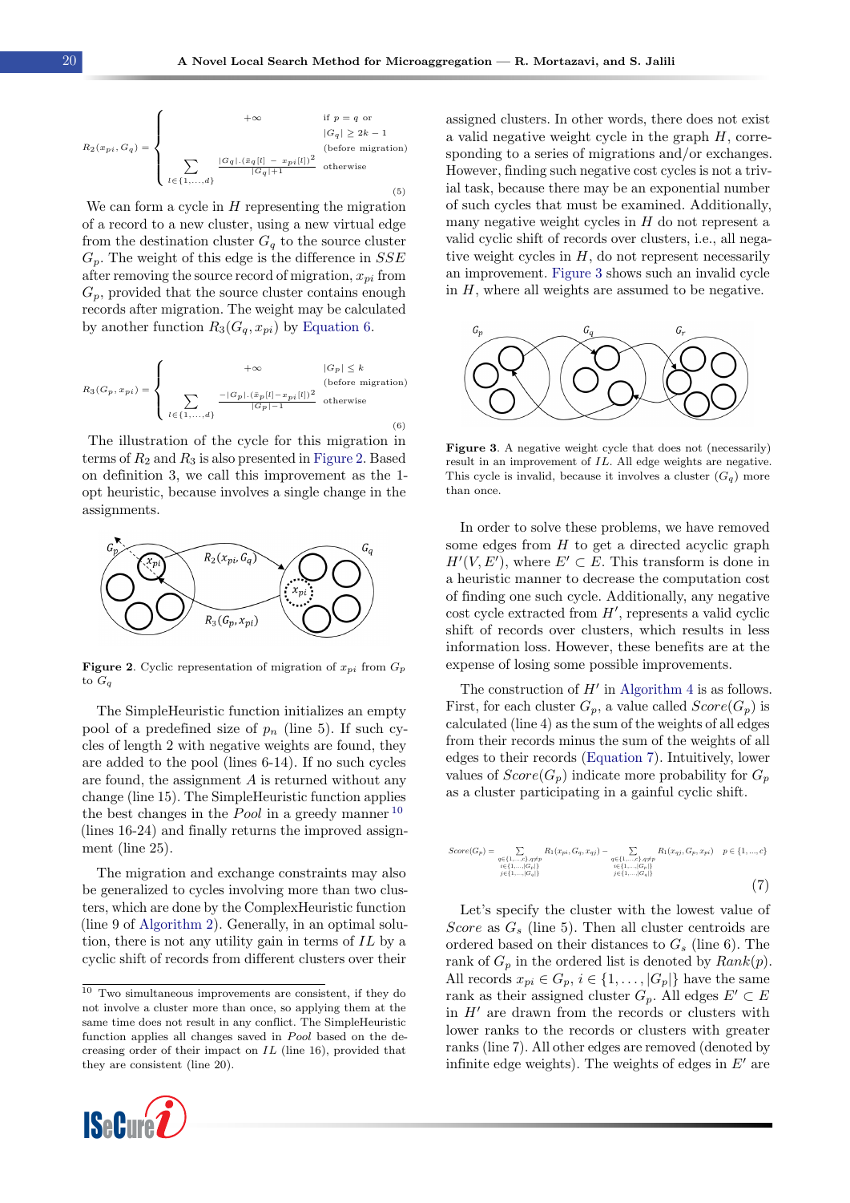$$R_2(x_{pi}, G_q) = \begin{cases} +\infty & \text{if } p = q \text{ or } |G_q| \geq 2k-1 \text{ (before migration)} \\ \sum_{l \in \{1,\ldots,d\}} \frac{|G_q| \cdot (\bar{x}_q[l] - x_{pi}[l])^2}{|G_q|+1} & \text{otherwise} \end{cases} \tag{5}$$

We can form a cycle in $H$ representing the migration of a record to a new cluster, using a new virtual edge from the destination cluster $G_q$ to the source cluster $G_p$. The weight of this edge is the difference in $SSE$ after removing the source record of migration, $x_{pi}$ from $G_p$, provided that the source cluster contains enough records after migration. The weight may be calculated by another function $R_3(G_q, x_{pi})$ by Equation 6.

$$R_3(G_p, x_{pi}) = \begin{cases} +\infty & |G_p| \leq k \text{ (before migration)} \\ \sum_{l \in \{1,\ldots,d\}} \frac{-|G_p| \cdot (\bar{x}_p[l] - x_{pi}[l])^2}{|G_p|-1} & \text{otherwise} \end{cases} \tag{6}$$

The illustration of the cycle for this migration in terms of $R_2$ and $R_3$ is also presented in Figure 2. Based on definition 3, we call this improvement as the 1-opt heuristic, because involves a single change in the assignments.

**Figure 2**. Cyclic representation of migration of $x_{pi}$ from $G_p$ to $G_q$

The SimpleHeuristic function initializes an empty pool of a predefined size of $p_n$ (line 5). If such cycles of length 2 with negative weights are found, they are added to the pool (lines 6-14). If no such cycles are found, the assignment $A$ is returned without any change (line 15). The SimpleHeuristic function applies the best changes in the *Pool* in a greedy manner [10] (lines 16-24) and finally returns the improved assignment (line 25).

The migration and exchange constraints may also be generalized to cycles involving more than two clusters, which are done by the ComplexHeuristic function (line 9 of Algorithm 2). Generally, in an optimal solution, there is not any utility gain in terms of $IL$ by a cyclic shift of records from different clusters over their assigned clusters. In other words, there does not exist a valid negative weight cycle in the graph $H$, corresponding to a series of migrations and/or exchanges. However, finding such negative cost cycles is not a trivial task, because there may be an exponential number of such cycles that must be examined. Additionally, many negative weight cycles in $H$ do not represent a valid cyclic shift of records over clusters, i.e., all negative weight cycles in $H$, do not represent necessarily an improvement. Figure 3 shows such an invalid cycle in $H$, where all weights are assumed to be negative.

**Figure 3**. A negative weight cycle that does not (necessarily) result in an improvement of $IL$. All edge weights are negative. This cycle is invalid, because it involves a cluster ($G_q$) more than once.

In order to solve these problems, we have removed some edges from $H$ to get a directed acyclic graph $H'(V, E')$, where $E' \subset E$. This transform is done in a heuristic manner to decrease the computation cost of finding one such cycle. Additionally, any negative cost cycle extracted from $H'$, represents a valid cyclic shift of records over clusters, which results in less information loss. However, these benefits are at the expense of losing some possible improvements.

The construction of $H'$ in Algorithm 4 is as follows. First, for each cluster $G_p$, a value called $Score(G_p)$ is calculated (line 4) as the sum of the weights of all edges from their records minus the sum of the weights of all edges to their records (Equation 7). Intuitively, lower values of $Score(G_p)$ indicate more probability for $G_p$ as a cluster participating in a gainful cyclic shift.

$$Score(G_p) = \sum_{\substack{q \in \{1,\ldots,c\}, q \neq p \\ i \in \{1,\ldots,|G_p|\} \\ j \in \{1,\ldots,|G_q|\}}} R_1(x_{pi}, G_q, x_{qj}) - \sum_{\substack{q \in \{1,\ldots,c\}, q \neq p \\ i \in \{1,\ldots,|G_p|\} \\ j \in \{1,\ldots,|G_q|\}}} R_1(x_{qj}, G_p, x_{pi}) \quad p \in \{1,\ldots,c\} \tag{7}$$

Let's specify the cluster with the lowest value of *Score* as $G_s$ (line 5). Then all cluster centroids are ordered based on their distances to $G_s$ (line 6). The rank of $G_p$ in the ordered list is denoted by $Rank(p)$. All records $x_{pi} \in G_p$, $i \in \{1, \ldots, |G_p|\}$ have the same rank as their assigned cluster $G_p$. All edges $E' \subset E$ in $H'$ are drawn from the records or clusters with lower ranks to the records or clusters with greater ranks (line 7). All other edges are removed (denoted by infinite edge weights). The weights of edges in $E'$ are

[10] Two simultaneous improvements are consistent, if they do not involve a cluster more than once, so applying them at the same time does not result in any conflict. The SimpleHeuristic function applies all changes saved in *Pool* based on the decreasing order of their impact on $IL$ (line 16), provided that they are consistent (line 20).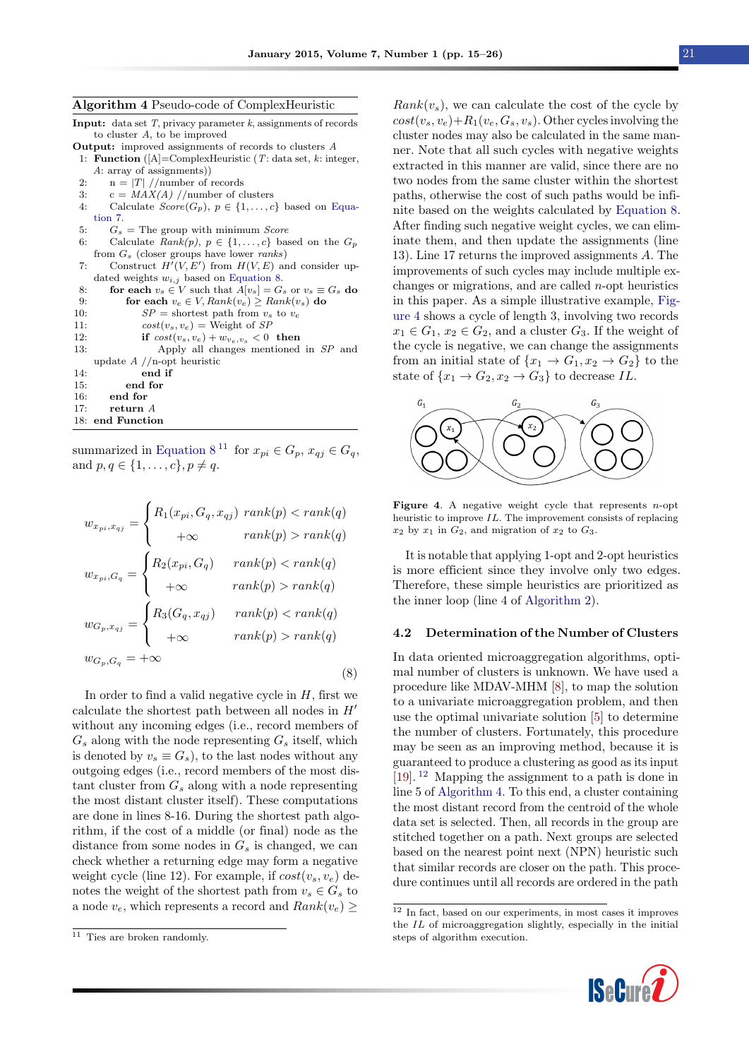**Algorithm 4** Pseudo-code of ComplexHeuristic

**Input:** data set $T$, privacy parameter $k$, assignments of records to cluster $A$, to be improved

**Output:** improved assignments of records to clusters $A$

```
1: Function ([A]=ComplexHeuristic (T: data set, k: integer,
   A: array of assignments))
2:   n = |T| //number of records
3:   c = MAX(A) //number of clusters
4:   Calculate Score(G_p), p ∈ {1,...,c} based on Equation 7.
5:   G_s = The group with minimum Score
6:   Calculate Rank(p), p ∈ {1,...,c} based on the G_p
     from G_s (closer groups have lower ranks)
7:   Construct H'(V,E') from H(V,E) and consider updated weights w_{i,j} based on Equation 8.
8:   for each v_s ∈ V such that A[v_s] = G_s or v_s ≡ G_s do
9:     for each v_e ∈ V, Rank(v_e) ≥ Rank(v_s) do
10:      SP = shortest path from v_s to v_e
11:      cost(v_s, v_e) = Weight of SP
12:      if cost(v_s, v_e) + w_{v_e,v_s} < 0 then
13:        Apply all changes mentioned in SP and
   update A //n-opt heuristic
14:      end if
15:    end for
16:  end for
17:  return A
18: end Function
```

summarized in Equation 8 [11] for $x_{pi} \in G_p, x_{qj} \in G_q$, and $p, q \in \{1, \ldots, c\}, p \neq q$.

$$
\begin{aligned}
w_{x_{pi},x_{qj}} &= \begin{cases} R_1(x_{pi}, G_q, x_{qj}) & rank(p) < rank(q) \\ +\infty & rank(p) > rank(q) \end{cases} \\
w_{x_{pi},G_q} &= \begin{cases} R_2(x_{pi}, G_q) & rank(p) < rank(q) \\ +\infty & rank(p) > rank(q) \end{cases} \\
w_{G_p,x_{qj}} &= \begin{cases} R_3(G_q, x_{qj}) & rank(p) < rank(q) \\ +\infty & rank(p) > rank(q) \end{cases} \\
w_{G_p,G_q} &= +\infty
\end{aligned}
\tag{8}
$$

In order to find a valid negative cycle in $H$, first we calculate the shortest path between all nodes in $H'$ without any incoming edges (i.e., record members of $G_s$ along with the node representing $G_s$ itself, which is denoted by $v_s \equiv G_s$), to the last nodes without any outgoing edges (i.e., record members of the most distant cluster from $G_s$ along with a node representing the most distant cluster itself). These computations are done in lines 8-16. During the shortest path algorithm, if the cost of a middle (or final) node as the distance from some nodes in $G_s$ is changed, we can check whether a returning edge may form a negative weight cycle (line 12). For example, if $cost(v_s, v_e)$ denotes the weight of the shortest path from $v_s \in G_s$ to a node $v_e$, which represents a record and $Rank(v_e) \geq Rank(v_s)$, we can calculate the cost of the cycle by $cost(v_s, v_e) + R_1(v_e, G_s, v_s)$. Other cycles involving the cluster nodes may also be calculated in the same manner. Note that all such cycles with negative weights extracted in this manner are valid, since there are no two nodes from the same cluster within the shortest paths, otherwise the cost of such paths would be infinite based on the weights calculated by Equation 8. After finding such negative weight cycles, we can eliminate them, and then update the assignments (line 13). Line 17 returns the improved assignments $A$. The improvements of such cycles may include multiple exchanges or migrations, and are called $n$-opt heuristics in this paper. As a simple illustrative example, Figure 4 shows a cycle of length 3, involving two records $x_1 \in G_1$, $x_2 \in G_2$, and a cluster $G_3$. If the weight of the cycle is negative, we can change the assignments from an initial state of $\{x_1 \to G_1, x_2 \to G_2\}$ to the state of $\{x_1 \to G_2, x_2 \to G_3\}$ to decrease $IL$.

**Figure 4**. A negative weight cycle that represents $n$-opt heuristic to improve $IL$. The improvement consists of replacing $x_2$ by $x_1$ in $G_2$, and migration of $x_2$ to $G_3$.

It is notable that applying 1-opt and 2-opt heuristics is more efficient since they involve only two edges. Therefore, these simple heuristics are prioritized as the inner loop (line 4 of Algorithm 2).

### 4.2 Determination of the Number of Clusters

In data oriented microaggregation algorithms, optimal number of clusters is unknown. We have used a procedure like MDAV-MHM [8], to map the solution to a univariate microaggregation problem, and then use the optimal univariate solution [5] to determine the number of clusters. Fortunately, this procedure may be seen as an improving method, because it is guaranteed to produce a clustering as good as its input [19]. [12] Mapping the assignment to a path is done in line 5 of Algorithm 4. To this end, a cluster containing the most distant record from the centroid of the whole data set is selected. Then, all records in the group are stitched together on a path. Next groups are selected based on the nearest point next (NPN) heuristic such that similar records are closer on the path. This procedure continues until all records are ordered in the path

[11] Ties are broken randomly.

[12] In fact, based on our experiments, in most cases it improves the $IL$ of microaggregation slightly, especially in the initial steps of algorithm execution.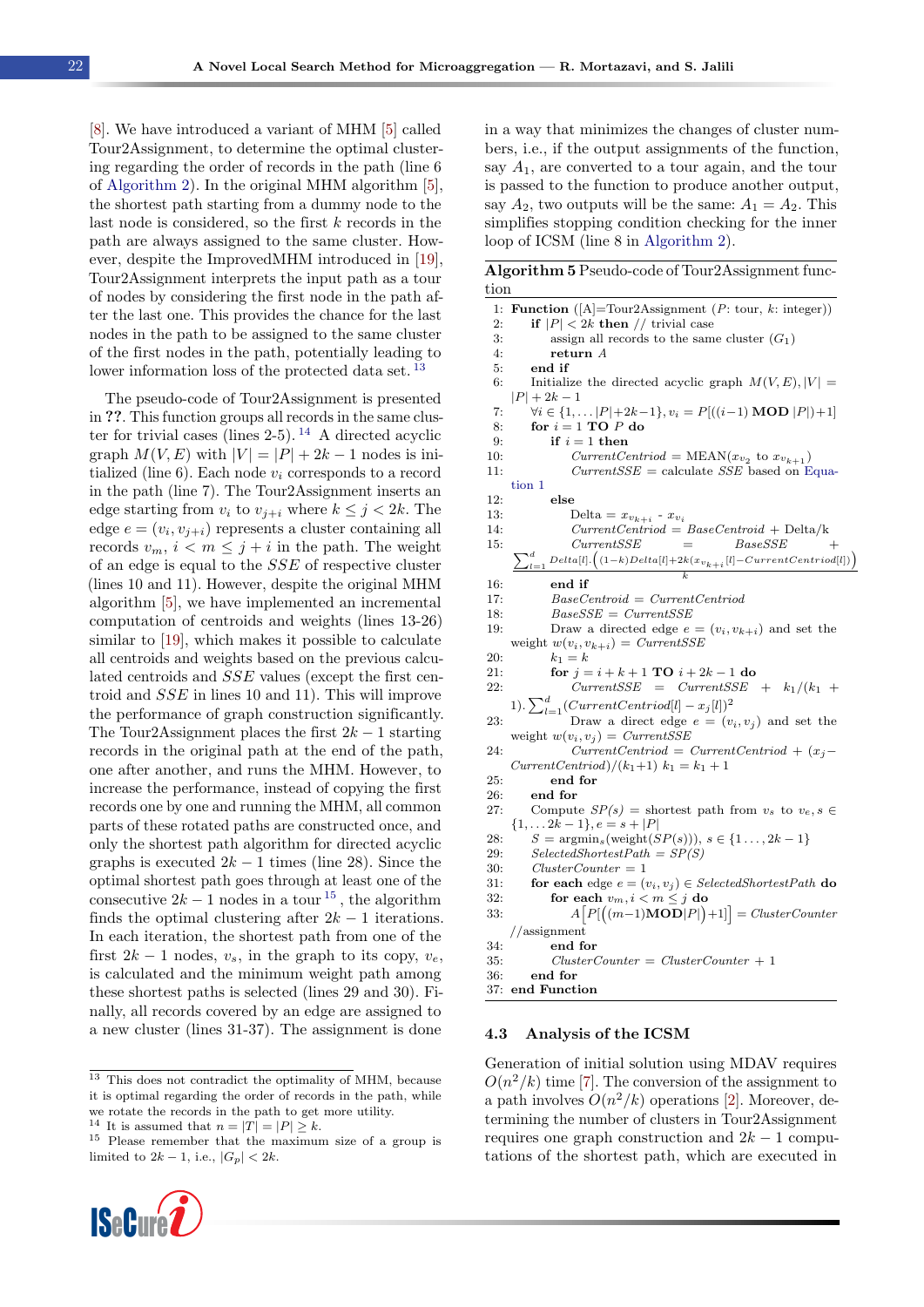[8]. We have introduced a variant of MHM [5] called Tour2Assignment, to determine the optimal clustering regarding the order of records in the path (line 6 of Algorithm 2). In the original MHM algorithm [5], the shortest path starting from a dummy node to the last node is considered, so the first $k$ records in the path are always assigned to the same cluster. However, despite the ImprovedMHM introduced in [19], Tour2Assignment interprets the input path as a tour of nodes by considering the first node in the path after the last one. This provides the chance for the last nodes in the path to be assigned to the same cluster of the first nodes in the path, potentially leading to lower information loss of the protected data set.[13]

The pseudo-code of Tour2Assignment is presented in ??. This function groups all records in the same cluster for trivial cases (lines 2-5).[14] A directed acyclic graph $M(V, E)$ with $|V| = |P| + 2k - 1$ nodes is initialized (line 6). Each node $v_i$ corresponds to a record in the path (line 7). The Tour2Assignment inserts an edge starting from $v_i$ to $v_{j+i}$ where $k \leq j < 2k$. The edge $e = (v_i, v_{j+i})$ represents a cluster containing all records $v_m$, $i < m \leq j + i$ in the path. The weight of an edge is equal to the $SSE$ of respective cluster (lines 10 and 11). However, despite the original MHM algorithm [5], we have implemented an incremental computation of centroids and weights (lines 13-26) similar to [19], which makes it possible to calculate all centroids and weights based on the previous calculated centroids and $SSE$ values (except the first centroid and $SSE$ in lines 10 and 11). This will improve the performance of graph construction significantly. The Tour2Assignment places the first $2k - 1$ starting records in the original path at the end of the path, one after another, and runs the MHM. However, to increase the performance, instead of copying the first records one by one and running the MHM, all common parts of these rotated paths are constructed once, and only the shortest path algorithm for directed acyclic graphs is executed $2k - 1$ times (line 28). Since the optimal shortest path goes through at least one of the consecutive $2k - 1$ nodes in a tour[15], the algorithm finds the optimal clustering after $2k - 1$ iterations. In each iteration, the shortest path from one of the first $2k - 1$ nodes, $v_s$, in the graph to its copy, $v_e$, is calculated and the minimum weight path among these shortest paths is selected (lines 29 and 30). Finally, all records covered by an edge are assigned to a new cluster (lines 31-37). The assignment is done in a way that minimizes the changes of cluster numbers, i.e., if the output assignments of the function, say $A_1$, are converted to a tour again, and the tour is passed to the function to produce another output, say $A_2$, two outputs will be the same: $A_1 = A_2$. This simplifies stopping condition checking for the inner loop of ICSM (line 8 in Algorithm 2).

**Algorithm 5** Pseudo-code of Tour2Assignment function

```
1:  Function ([A]=Tour2Assignment (P: tour, k: integer))
2:    if |P| < 2k then // trivial case
3:      assign all records to the same cluster (G_1)
4:      return A
5:    end if
6:    Initialize the directed acyclic graph M(V,E), |V| = |P| + 2k − 1
7:    ∀i ∈ {1,...|P|+2k−1}, v_i = P[((i−1) MOD |P|)+1]
8:    for i = 1 TO P do
9:      if i = 1 then
10:       CurrentCentroid = MEAN(x_{v_2} to x_{v_{k+1}})
11:       CurrentSSE = calculate SSE based on Equation 1
12:     else
13:       Delta = x_{v_{k+i}} - x_{v_i}
14:       CurrentCentroid = BaseCentroid + Delta/k
15:       CurrentSSE = BaseSSE + ∑_{l=1}^{d} Delta[l].((1−k)Delta[l]+2k(x_{v_{k+i}}[l]−CurrentCentroid[l])) / k
16:     end if
17:     BaseCentroid = CurrentCentroid
18:     BaseSSE = CurrentSSE
19:     Draw a directed edge e = (v_i, v_{k+i}) and set the weight w(v_i, v_{k+i}) = CurrentSSE
20:     k_1 = k
21:     for j = i + k + 1 TO i + 2k − 1 do
22:       CurrentSSE = CurrentSSE + k_1/(k_1 + 1).∑_{l=1}^{d}(CurrentCentroid[l] − x_j[l])^2
23:       Draw a direct edge e = (v_i, v_j) and set the weight w(v_i, v_j) = CurrentSSE
24:       CurrentCentroid = CurrentCentroid + (x_j − CurrentCentroid)/(k_1+1) k_1 = k_1 + 1
25:     end for
26:   end for
27:   Compute SP(s) = shortest path from v_s to v_e, s ∈ {1,...2k − 1}, e = s + |P|
28:   S = argmin_s(weight(SP(s))), s ∈ {1...,2k − 1}
29:   SelectedShortestPath = SP(S)
30:   ClusterCounter = 1
31:   for each edge e = (v_i, v_j) ∈ SelectedShortestPath do
32:     for each v_m, i < m ≤ j do
33:       A[P[((m−1)MOD|P|)+1]] = ClusterCounter //assignment
34:     end for
35:     ClusterCounter = ClusterCounter + 1
36:   end for
37: end Function
```

### 4.3 Analysis of the ICSM

Generation of initial solution using MDAV requires $O(n^2/k)$ time [7]. The conversion of the assignment to a path involves $O(n^2/k)$ operations [2]. Moreover, determining the number of clusters in Tour2Assignment requires one graph construction and $2k - 1$ computations of the shortest path, which are executed in

---

[13] This does not contradict the optimality of MHM, because it is optimal regarding the order of records in the path, while we rotate the records in the path to get more utility.

[14] It is assumed that $n = |T| = |P| \geq k$.

[15] Please remember that the maximum size of a group is limited to $2k - 1$, i.e., $|G_p| < 2k$.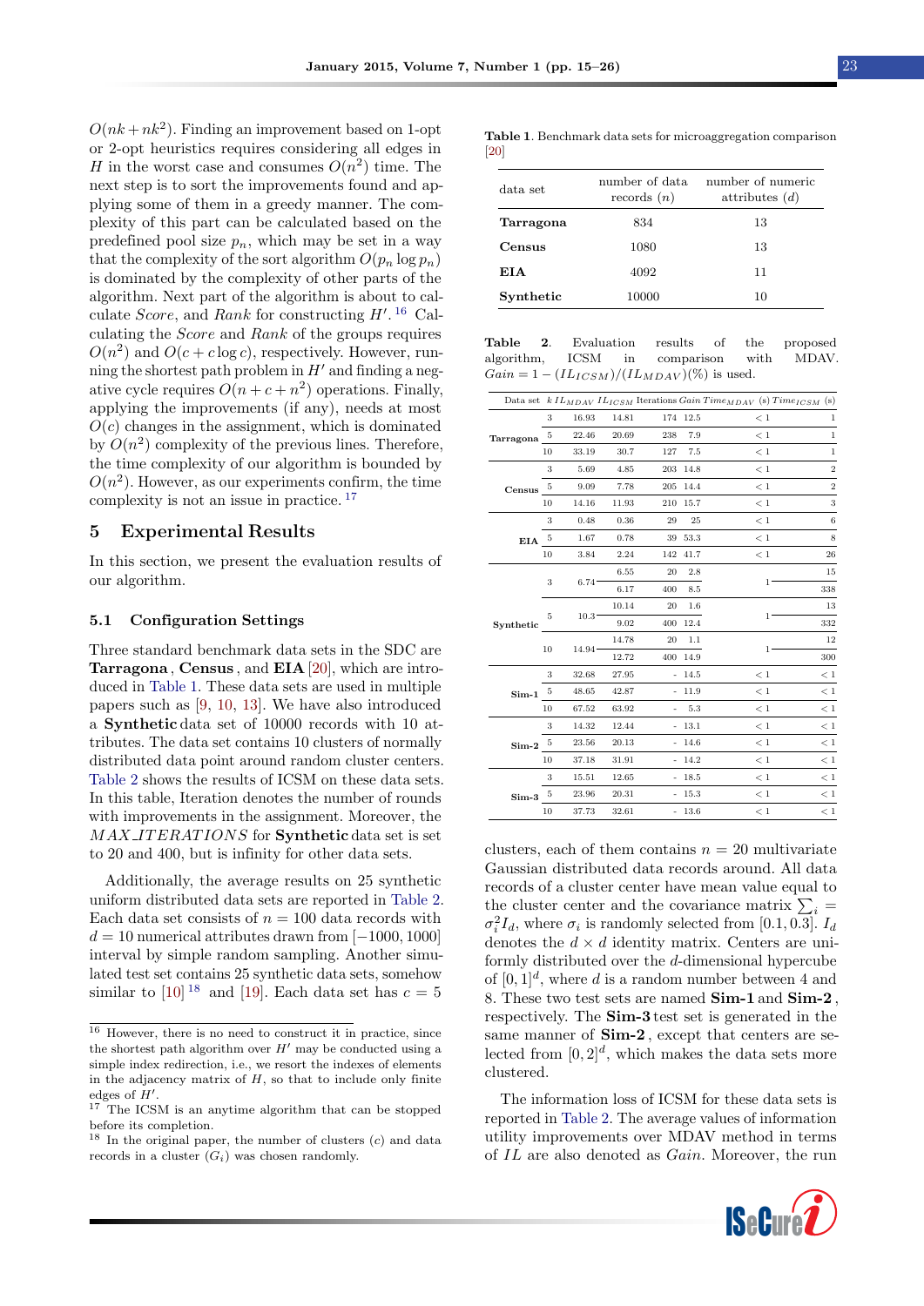$O(nk + nk^2)$. Finding an improvement based on 1-opt or 2-opt heuristics requires considering all edges in $H$ in the worst case and consumes $O(n^2)$ time. The next step is to sort the improvements found and applying some of them in a greedy manner. The complexity of this part can be calculated based on the predefined pool size $p_n$, which may be set in a way that the complexity of the sort algorithm $O(p_n \log p_n)$ is dominated by the complexity of other parts of the algorithm. Next part of the algorithm is about to calculate *Score*, and *Rank* for constructing $H'$.[16] Calculating the *Score* and *Rank* of the groups requires $O(n^2)$ and $O(c + c \log c)$, respectively. However, running the shortest path problem in $H'$ and finding a negative cycle requires $O(n + c + n^2)$ operations. Finally, applying the improvements (if any), needs at most $O(c)$ changes in the assignment, which is dominated by $O(n^2)$ complexity of the previous lines. Therefore, the time complexity of our algorithm is bounded by $O(n^2)$. However, as our experiments confirm, the time complexity is not an issue in practice.[17]

## 5 Experimental Results

In this section, we present the evaluation results of our algorithm.

### 5.1 Configuration Settings

Three standard benchmark data sets in the SDC are **Tarragona**, **Census**, and **EIA** [20], which are introduced in Table 1. These data sets are used in multiple papers such as [9, 10, 13]. We have also introduced a **Synthetic** data set of 10000 records with 10 attributes. The data set contains 10 clusters of normally distributed data point around random cluster centers. Table 2 shows the results of ICSM on these data sets. In this table, Iteration denotes the number of rounds with improvements in the assignment. Moreover, the *MAX_ITERATIONS* for **Synthetic** data set is set to 20 and 400, but is infinity for other data sets.

Additionally, the average results on 25 synthetic uniform distributed data sets are reported in Table 2. Each data set consists of $n = 100$ data records with $d = 10$ numerical attributes drawn from $[-1000, 1000]$ interval by simple random sampling. Another simulated test set contains 25 synthetic data sets, somehow similar to [10][18] and [19]. Each data set has $c = 5$ clusters, each of them contains $n = 20$ multivariate Gaussian distributed data records around. All data records of a cluster center have mean value equal to the cluster center and the covariance matrix $\sum_i = \sigma_i^2 I_d$, where $\sigma_i$ is randomly selected from $[0.1, 0.3]$. $I_d$ denotes the $d \times d$ identity matrix. Centers are uniformly distributed over the $d$-dimensional hypercube of $[0, 1]^d$, where $d$ is a random number between 4 and 8. These two test sets are named **Sim-1** and **Sim-2**, respectively. The **Sim-3** test set is generated in the same manner of **Sim-2**, except that centers are selected from $[0, 2]^d$, which makes the data sets more clustered.

The information loss of ICSM for these data sets is reported in Table 2. The average values of information utility improvements over MDAV method in terms of $IL$ are also denoted as *Gain*. Moreover, the run

**Table 1**. Benchmark data sets for microaggregation comparison [20]

| data set | number of data records ($n$) | number of numeric attributes ($d$) |
|---|---|---|
| **Tarragona** | 834 | 13 |
| **Census** | 1080 | 13 |
| **EIA** | 4092 | 11 |
| **Synthetic** | 10000 | 10 |

**Table 2**. Evaluation results of the proposed algorithm, ICSM in comparison with MDAV. $Gain = 1 - (IL_{ICSM})/(IL_{MDAV})(\%)$ is used.

| Data set | $k$ | $IL_{MDAV}$ | $IL_{ICSM}$ | Iterations | Gain | $Time_{MDAV}$ (s) | $Time_{ICSM}$ (s) |
|---|---|---|---|---|---|---|---|
| Tarragona | 3 | 16.93 | 14.81 | 174 | 12.5 | < 1 | 1 |
| | 5 | 22.46 | 20.69 | 238 | 7.9 | < 1 | 1 |
| | 10 | 33.19 | 30.7 | 127 | 7.5 | < 1 | 1 |
| Census | 3 | 5.69 | 4.85 | 203 | 14.8 | < 1 | 2 |
| | 5 | 9.09 | 7.78 | 205 | 14.4 | < 1 | 2 |
| | 10 | 14.16 | 11.93 | 210 | 15.7 | < 1 | 3 |
| EIA | 3 | 0.48 | 0.36 | 29 | 25 | < 1 | 6 |
| | 5 | 1.67 | 0.78 | 39 | 53.3 | < 1 | 8 |
| | 10 | 3.84 | 2.24 | 142 | 41.7 | < 1 | 26 |
| Synthetic | 3 | 6.74 | 6.55 | 20 | 2.8 | 1 | 15 |
| | | | 6.17 | 400 | 8.5 | | 338 |
| | 5 | 10.3 | 10.14 | 20 | 1.6 | 1 | 13 |
| | | | 9.02 | 400 | 12.4 | | 332 |
| | 10 | 14.94 | 14.78 | 20 | 1.1 | 1 | 12 |
| | | | 12.72 | 400 | 14.9 | | 300 |
| Sim-1 | 3 | 32.68 | 27.95 | - | 14.5 | < 1 | < 1 |
| | 5 | 48.65 | 42.87 | - | 11.9 | < 1 | < 1 |
| | 10 | 67.52 | 63.92 | - | 5.3 | < 1 | < 1 |
| Sim-2 | 3 | 14.32 | 12.44 | - | 13.1 | < 1 | < 1 |
| | 5 | 23.56 | 20.13 | - | 14.6 | < 1 | < 1 |
| | 10 | 37.18 | 31.91 | - | 14.2 | < 1 | < 1 |
| Sim-3 | 3 | 15.51 | 12.65 | - | 18.5 | < 1 | < 1 |
| | 5 | 23.96 | 20.31 | - | 15.3 | < 1 | < 1 |
| | 10 | 37.73 | 32.61 | - | 13.6 | < 1 | < 1 |

---

[16] However, there is no need to construct it in practice, since the shortest path algorithm over $H'$ may be conducted using a simple index redirection, i.e., we resort the indexes of elements in the adjacency matrix of $H$, so that to include only finite edges of $H'$.

[17] The ICSM is an anytime algorithm that can be stopped before its completion.

[18] In the original paper, the number of clusters ($c$) and data records in a cluster ($G_i$) was chosen randomly.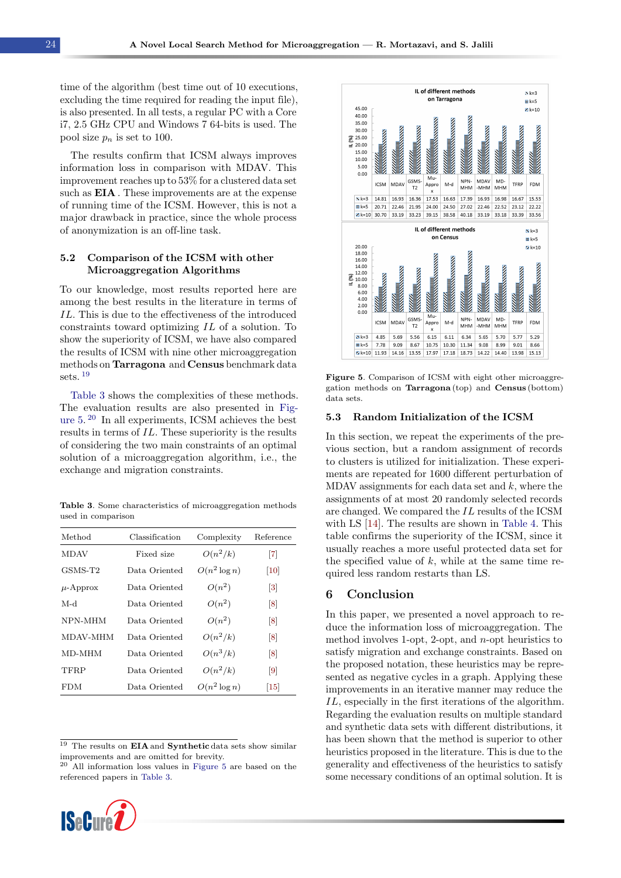time of the algorithm (best time out of 10 executions, excluding the time required for reading the input file), is also presented. In all tests, a regular PC with a Core i7, 2.5 GHz CPU and Windows 7 64-bits is used. The pool size $p_n$ is set to 100.

The results confirm that ICSM always improves information loss in comparison with MDAV. This improvement reaches up to 53% for a clustered data set such as **EIA** . These improvements are at the expense of running time of the ICSM. However, this is not a major drawback in practice, since the whole process of anonymization is an off-line task.

### 5.2 Comparison of the ICSM with other Microaggregation Algorithms

To our knowledge, most results reported here are among the best results in the literature in terms of $IL$. This is due to the effectiveness of the introduced constraints toward optimizing $IL$ of a solution. To show the superiority of ICSM, we have also compared the results of ICSM with nine other microaggregation methods on **Tarragona** and **Census** benchmark data sets. [19]

Table 3 shows the complexities of these methods. The evaluation results are also presented in Figure 5. [20] In all experiments, ICSM achieves the best results in terms of $IL$. These superiority is the results of considering the two main constraints of an optimal solution of a microaggregation algorithm, i.e., the exchange and migration constraints.

**Table 3**. Some characteristics of microaggregation methods used in comparison

| Method | Classification | Complexity | Reference |
|---|---|---|---|
| MDAV | Fixed size | $O(n^2/k)$ | [7] |
| GSMS-T2 | Data Oriented | $O(n^2 \log n)$ | [10] |
| $\mu$-Approx | Data Oriented | $O(n^2)$ | [3] |
| M-d | Data Oriented | $O(n^2)$ | [8] |
| NPN-MHM | Data Oriented | $O(n^2)$ | [8] |
| MDAV-MHM | Data Oriented | $O(n^2/k)$ | [8] |
| MD-MHM | Data Oriented | $O(n^3/k)$ | [8] |
| TFRP | Data Oriented | $O(n^2/k)$ | [9] |
| FDM | Data Oriented | $O(n^2 \log n)$ | [15] |

IL of different methods on Tarragona

| IL (%) | ICSM | MDAV | GSMS-T2 | Mu-Approx | M-d | NPN-MHM | MDAV-MHM | MD-MHM | TFRP | FDM |
|---|---|---|---|---|---|---|---|---|---|---|
| k=3 | 14.81 | 16.93 | 16.36 | 17.53 | 16.63 | 17.39 | 16.93 | 16.98 | 16.67 | 15.53 |
| k=5 | 20.71 | 22.46 | 21.95 | 24.00 | 24.50 | 27.02 | 22.46 | 22.52 | 23.12 | 22.22 |
| k=10 | 30.70 | 33.19 | 33.23 | 39.15 | 38.58 | 40.18 | 33.19 | 33.18 | 33.39 | 33.56 |

IL of different methods on Census

| IL (%) | ICSM | MDAV | GSMS-T2 | Mu-Approx | M-d | NPN-MHM | MDAV-MHM | MD-MHM | TFRP | FDM |
|---|---|---|---|---|---|---|---|---|---|---|
| k=3 | 4.85 | 5.69 | 5.56 | 6.15 | 6.11 | 6.34 | 5.65 | 5.70 | 5.77 | 5.29 |
| k=5 | 7.78 | 9.09 | 8.67 | 10.75 | 10.30 | 11.34 | 9.08 | 8.99 | 9.01 | 8.66 |
| k=10 | 11.93 | 14.16 | 13.55 | 17.97 | 17.18 | 18.73 | 14.22 | 14.40 | 13.98 | 15.13 |

**Figure 5**. Comparison of ICSM with eight other microaggregation methods on **Tarragona** (top) and **Census** (bottom) data sets.

### 5.3 Random Initialization of the ICSM

In this section, we repeat the experiments of the previous section, but a random assignment of records to clusters is utilized for initialization. These experiments are repeated for 1600 different perturbation of MDAV assignments for each data set and $k$, where the assignments of at most 20 randomly selected records are changed. We compared the $IL$ results of the ICSM with LS [14]. The results are shown in Table 4. This table confirms the superiority of the ICSM, since it usually reaches a more useful protected data set for the specified value of $k$, while at the same time required less random restarts than LS.

## 6 Conclusion

In this paper, we presented a novel approach to reduce the information loss of microaggregation. The method involves 1-opt, 2-opt, and $n$-opt heuristics to satisfy migration and exchange constraints. Based on the proposed notation, these heuristics may be represented as negative cycles in a graph. Applying these improvements in an iterative manner may reduce the $IL$, especially in the first iterations of the algorithm. Regarding the evaluation results on multiple standard and synthetic data sets with different distributions, it has been shown that the method is superior to other heuristics proposed in the literature. This is due to the generality and effectiveness of the heuristics to satisfy some necessary conditions of an optimal solution. It is

[19] The results on **EIA** and **Synthetic** data sets show similar improvements and are omitted for brevity.

[20] All information loss values in Figure 5 are based on the referenced papers in Table 3.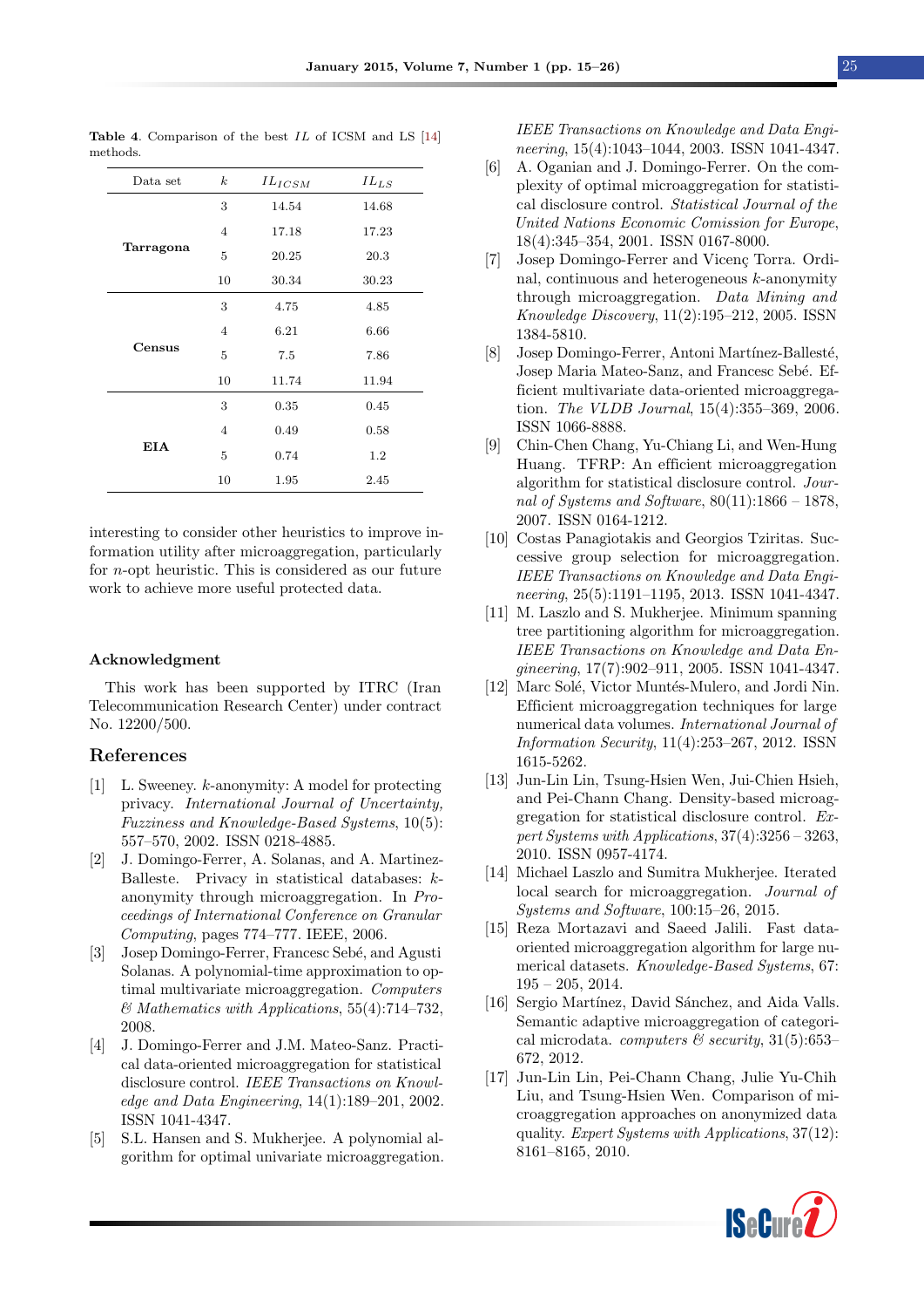Table 4. Comparison of the best $IL$ of ICSM and LS [14] methods.

| Data set | $k$ | $IL_{ICSM}$ | $IL_{LS}$ |
|---|---|---|---|
| **Tarragona** | 3 | 14.54 | 14.68 |
| | 4 | 17.18 | 17.23 |
| | 5 | 20.25 | 20.3 |
| | 10 | 30.34 | 30.23 |
| **Census** | 3 | 4.75 | 4.85 |
| | 4 | 6.21 | 6.66 |
| | 5 | 7.5 | 7.86 |
| | 10 | 11.74 | 11.94 |
| **EIA** | 3 | 0.35 | 0.45 |
| | 4 | 0.49 | 0.58 |
| | 5 | 0.74 | 1.2 |
| | 10 | 1.95 | 2.45 |

interesting to consider other heuristics to improve information utility after microaggregation, particularly for $n$-opt heuristic. This is considered as our future work to achieve more useful protected data.

### Acknowledgment

This work has been supported by ITRC (Iran Telecommunication Research Center) under contract No. 12200/500.

## References

[1] L. Sweeney. $k$-anonymity: A model for protecting privacy. *International Journal of Uncertainty, Fuzziness and Knowledge-Based Systems*, 10(5): 557–570, 2002. ISSN 0218-4885.

[2] J. Domingo-Ferrer, A. Solanas, and A. Martinez-Balleste. Privacy in statistical databases: $k$-anonymity through microaggregation. In *Proceedings of International Conference on Granular Computing*, pages 774–777. IEEE, 2006.

[3] Josep Domingo-Ferrer, Francesc Sebé, and Agusti Solanas. A polynomial-time approximation to optimal multivariate microaggregation. *Computers & Mathematics with Applications*, 55(4):714–732, 2008.

[4] J. Domingo-Ferrer and J.M. Mateo-Sanz. Practical data-oriented microaggregation for statistical disclosure control. *IEEE Transactions on Knowledge and Data Engineering*, 14(1):189–201, 2002. ISSN 1041-4347.

[5] S.L. Hansen and S. Mukherjee. A polynomial algorithm for optimal univariate microaggregation. *IEEE Transactions on Knowledge and Data Engineering*, 15(4):1043–1044, 2003. ISSN 1041-4347.

[6] A. Oganian and J. Domingo-Ferrer. On the complexity of optimal microaggregation for statistical disclosure control. *Statistical Journal of the United Nations Economic Comission for Europe*, 18(4):345–354, 2001. ISSN 0167-8000.

[7] Josep Domingo-Ferrer and Vicenç Torra. Ordinal, continuous and heterogeneous $k$-anonymity through microaggregation. *Data Mining and Knowledge Discovery*, 11(2):195–212, 2005. ISSN 1384-5810.

[8] Josep Domingo-Ferrer, Antoni Martínez-Ballesté, Josep Maria Mateo-Sanz, and Francesc Sebé. Efficient multivariate data-oriented microaggregation. *The VLDB Journal*, 15(4):355–369, 2006. ISSN 1066-8888.

[9] Chin-Chen Chang, Yu-Chiang Li, and Wen-Hung Huang. TFRP: An efficient microaggregation algorithm for statistical disclosure control. *Journal of Systems and Software*, 80(11):1866 – 1878, 2007. ISSN 0164-1212.

[10] Costas Panagiotakis and Georgios Tziritas. Successive group selection for microaggregation. *IEEE Transactions on Knowledge and Data Engineering*, 25(5):1191–1195, 2013. ISSN 1041-4347.

[11] M. Laszlo and S. Mukherjee. Minimum spanning tree partitioning algorithm for microaggregation. *IEEE Transactions on Knowledge and Data Engineering*, 17(7):902–911, 2005. ISSN 1041-4347.

[12] Marc Solé, Victor Muntés-Mulero, and Jordi Nin. Efficient microaggregation techniques for large numerical data volumes. *International Journal of Information Security*, 11(4):253–267, 2012. ISSN 1615-5262.

[13] Jun-Lin Lin, Tsung-Hsien Wen, Jui-Chien Hsieh, and Pei-Chann Chang. Density-based microaggregation for statistical disclosure control. *Expert Systems with Applications*, 37(4):3256 – 3263, 2010. ISSN 0957-4174.

[14] Michael Laszlo and Sumitra Mukherjee. Iterated local search for microaggregation. *Journal of Systems and Software*, 100:15–26, 2015.

[15] Reza Mortazavi and Saeed Jalili. Fast data-oriented microaggregation algorithm for large numerical datasets. *Knowledge-Based Systems*, 67: 195 – 205, 2014.

[16] Sergio Martínez, David Sánchez, and Aida Valls. Semantic adaptive microaggregation of categorical microdata. *computers & security*, 31(5):653–672, 2012.

[17] Jun-Lin Lin, Pei-Chann Chang, Julie Yu-Chih Liu, and Tsung-Hsien Wen. Comparison of microaggregation approaches on anonymized data quality. *Expert Systems with Applications*, 37(12): 8161–8165, 2010.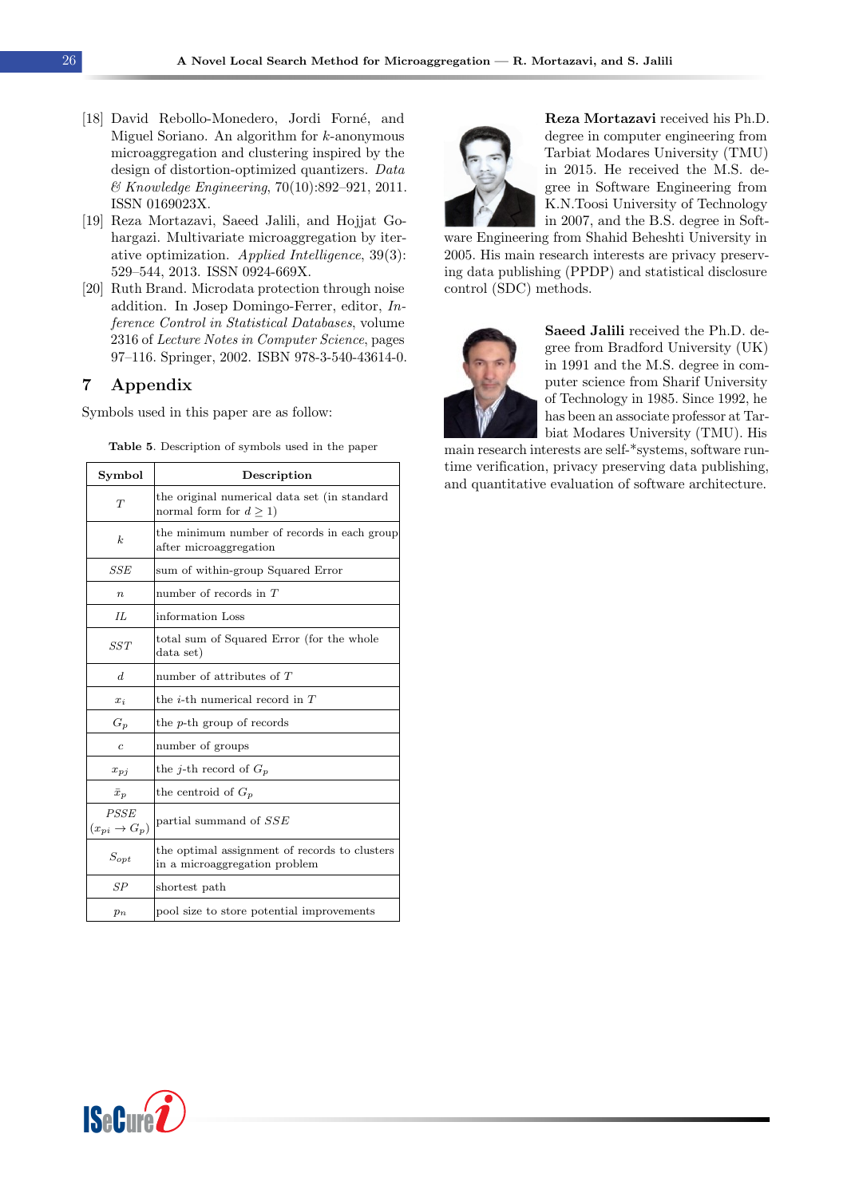[18] David Rebollo-Monedero, Jordi Forné, and Miguel Soriano. An algorithm for $k$-anonymous microaggregation and clustering inspired by the design of distortion-optimized quantizers. *Data & Knowledge Engineering*, 70(10):892–921, 2011. ISSN 0169023X.

[19] Reza Mortazavi, Saeed Jalili, and Hojjat Gohargazi. Multivariate microaggregation by iterative optimization. *Applied Intelligence*, 39(3): 529–544, 2013. ISSN 0924-669X.

[20] Ruth Brand. Microdata protection through noise addition. In Josep Domingo-Ferrer, editor, *Inference Control in Statistical Databases*, volume 2316 of *Lecture Notes in Computer Science*, pages 97–116. Springer, 2002. ISBN 978-3-540-43614-0.

# 7 Appendix

Symbols used in this paper are as follow:

**Table 5**. Description of symbols used in the paper

| Symbol | Description |
|---|---|
| $T$ | the original numerical data set (in standard normal form for $d \geq 1$) |
| $k$ | the minimum number of records in each group after microaggregation |
| $SSE$ | sum of within-group Squared Error |
| $n$ | number of records in $T$ |
| $IL$ | information Loss |
| $SST$ | total sum of Squared Error (for the whole data set) |
| $d$ | number of attributes of $T$ |
| $x_i$ | the $i$-th numerical record in $T$ |
| $G_p$ | the $p$-th group of records |
| $c$ | number of groups |
| $x_{pj}$ | the $j$-th record of $G_p$ |
| $\bar{x}_p$ | the centroid of $G_p$ |
| $PSSE$ $(x_{pi} \rightarrow G_p)$ | partial summand of $SSE$ |
| $S_{opt}$ | the optimal assignment of records to clusters in a microaggregation problem |
| $SP$ | shortest path |
| $p_n$ | pool size to store potential improvements |

**Reza Mortazavi** received his Ph.D. degree in computer engineering from Tarbiat Modares University (TMU) in 2015. He received the M.S. degree in Software Engineering from K.N.Toosi University of Technology in 2007, and the B.S. degree in Software Engineering from Shahid Beheshti University in 2005. His main research interests are privacy preserving data publishing (PPDP) and statistical disclosure control (SDC) methods.

**Saeed Jalili** received the Ph.D. degree from Bradford University (UK) in 1991 and the M.S. degree in computer science from Sharif University of Technology in 1985. Since 1992, he has been an associate professor at Tarbiat Modares University (TMU). His main research interests are self-*systems, software runtime verification, privacy preserving data publishing, and quantitative evaluation of software architecture.